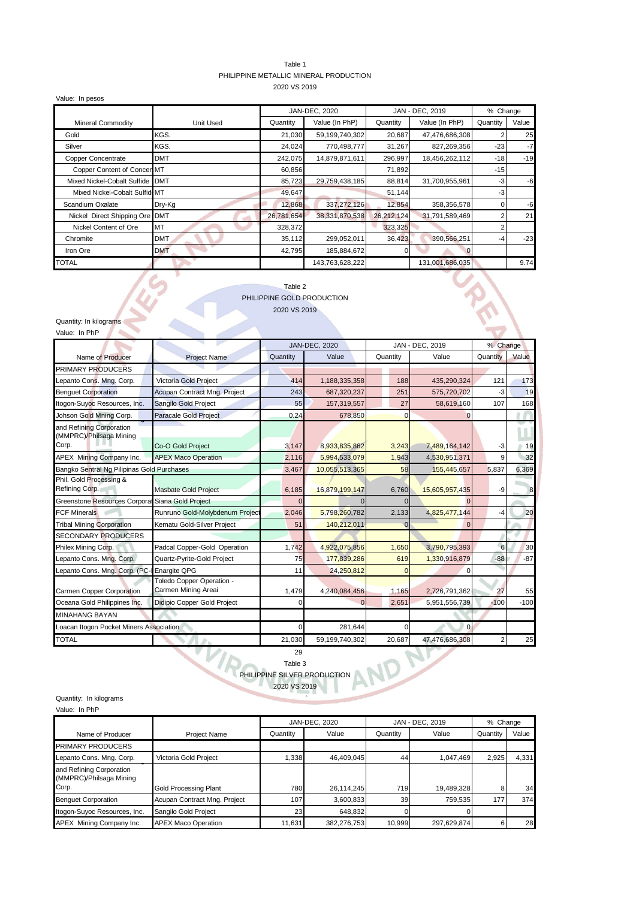Table 1
PHILIPPINE METALLIC MINERAL PRODUCTION
2020 VS 2019

Value: In pesos

| Mineral Commodity | Unit Used | JAN-DEC, 2020 | | JAN - DEC, 2019 | | % Change | |
|---|---|---|---|---|---|---|---|
| | | Quantity | Value (In PhP) | Quantity | Value (In PhP) | Quantity | Value |
| Gold | KGS. | 21,030 | 59,199,740,302 | 20,687 | 47,476,686,308 | 2 | 25 |
| Silver | KGS. | 24,024 | 770,498,777 | 31,267 | 827,269,356 | -23 | -7 |
| Copper Concentrate | DMT | 242,075 | 14,879,871,611 | 296,997 | 18,456,262,112 | -18 | -19 |
| Copper Content of Concen | MT | 60,856 | | 71,892 | | -15 | |
| Mixed Nickel-Cobalt Sulfide | DMT | 85,723 | 29,759,438,185 | 88,814 | 31,700,955,961 | -3 | -6 |
| Mixed Nickel-Cobalt Sulfid | MT | 49,647 | | 51,144 | | -3 | |
| Scandium Oxalate | Dry-Kg | 12,868 | 337,272,126 | 12,854 | 358,356,578 | 0 | -6 |
| Nickel Direct Shipping Ore | DMT | 26,781,654 | 38,331,870,538 | 26,212,124 | 31,791,589,469 | 2 | 21 |
| Nickel Content of Ore | MT | 328,372 | | 323,325 | | 2 | |
| Chromite | DMT | 35,112 | 299,052,011 | 36,423 | 390,566,251 | -4 | -23 |
| Iron Ore | DMT | 42,795 | 185,884,672 | 0 | 0 | | |
| TOTAL | | | 143,763,628,222 | | 131,001,686,035 | | 9.74 |

Table 2
PHILIPPINE GOLD PRODUCTION
2020 VS 2019

Quantity: In kilograms
Value: In PhP

| Name of Producer | Project Name | JAN-DEC, 2020 | | JAN - DEC, 2019 | | % Change | |
|---|---|---|---|---|---|---|---|
| | | Quantity | Value | Quantity | Value | Quantity | Value |
| PRIMARY PRODUCERS | | | | | | | |
| Lepanto Cons. Mng. Corp. | Victoria Gold Project | 414 | 1,188,335,358 | 188 | 435,290,324 | 121 | 173 |
| Benguet Corporation | Acupan Contract Mng. Project | 243 | 687,320,237 | 251 | 575,720,702 | -3 | 19 |
| Itogon-Suyoc Resources, Inc. | Sangilo Gold Project | 55 | 157,319,557 | 27 | 58,619,160 | 107 | 168 |
| Johson Gold Mning Corp. | Paracale Gold Project | 0.24 | 678,850 | 0 | 0 | | |
| and Refining Corporation (MMPRC)/Philsaga Mining Corp. | Co-O Gold Project | 3,147 | 8,933,835,862 | 3,243 | 7,489,164,142 | -3 | 19 |
| APEX Mining Company Inc. | APEX Maco Operation | 2,116 | 5,994,533,079 | 1,943 | 4,530,951,371 | 9 | 32 |
| Bangko Sentral Ng Pilipinas Gold Purchases | | 3,467 | 10,055,513,365 | 58 | 155,445,657 | 5,837 | 6,369 |
| Phil. Gold Processing & Refining Corp. | Masbate Gold Project | 6,185 | 16,879,199,147 | 6,760 | 15,605,957,435 | -9 | 8 |
| Greenstone Resources Corporat | Siana Gold Project | 0 | 0 | 0 | 0 | | |
| FCF Minerals | Runruno Gold-Molybdenum Project | 2,046 | 5,798,260,782 | 2,133 | 4,825,477,144 | -4 | 20 |
| Tribal Mining Corporation | Kematu Gold-Silver Project | 51 | 140,212,011 | 0 | 0 | | |
| SECONDARY PRODUCERS | | | | | | | |
| Philex Mining Corp. | Padcal Copper-Gold Operation | 1,742 | 4,922,075,856 | 1,650 | 3,790,795,393 | 6 | 30 |
| Lepanto Cons. Mng. Corp. | Quartz-Pyrite-Gold Project | 75 | 177,839,286 | 619 | 1,330,916,879 | -88 | -87 |
| Lepanto Cons. Mng. Corp. (PC-I | Enargite QPG | 11 | 24,250,812 | 0 | 0 | | |
| Carmen Copper Corporation | Toledo Copper Operation - Carmen Mining Areai | 1,479 | 4,240,084,456 | 1,165 | 2,726,791,362 | 27 | 55 |
| Oceana Gold Philippines Inc. | Didipio Copper Gold Project | 0 | 0 | 2,651 | 5,951,556,739 | -100 | -100 |
| MINAHANG BAYAN | | | | | | | |
| Loacan Itogon Pocket Miners Association | | 0 | 281,644 | 0 | 0 | | |
| TOTAL | | 21,030 | 59,199,740,302 | 20,687 | 47,476,686,308 | 2 | 25 |

Table 3
PHILIPPINE SILVER PRODUCTION
2020 VS 2019

Quantity: In kilograms
Value: In PhP

| Name of Producer | Project Name | JAN-DEC, 2020 | | JAN - DEC, 2019 | | % Change | |
|---|---|---|---|---|---|---|---|
| | | Quantity | Value | Quantity | Value | Quantity | Value |
| PRIMARY PRODUCERS | | | | | | | |
| Lepanto Cons. Mng. Corp. | Victoria Gold Project | 1,338 | 46,409,045 | 44 | 1,047,469 | 2,925 | 4,331 |
| and Refining Corporation (MMPRC)/Philsaga Mining Corp. | Gold Processing Plant | 780 | 26,114,245 | 719 | 19,489,328 | 8 | 34 |
| Benguet Corporation | Acupan Contract Mng. Project | 107 | 3,600,833 | 39 | 759,535 | 177 | 374 |
| Itogon-Suyoc Resources, Inc. | Sangilo Gold Project | 23 | 648,832 | 0 | 0 | | |
| APEX Mining Company Inc. | APEX Maco Operation | 11,631 | 382,276,753 | 10,999 | 297,629,874 | 6 | 28 |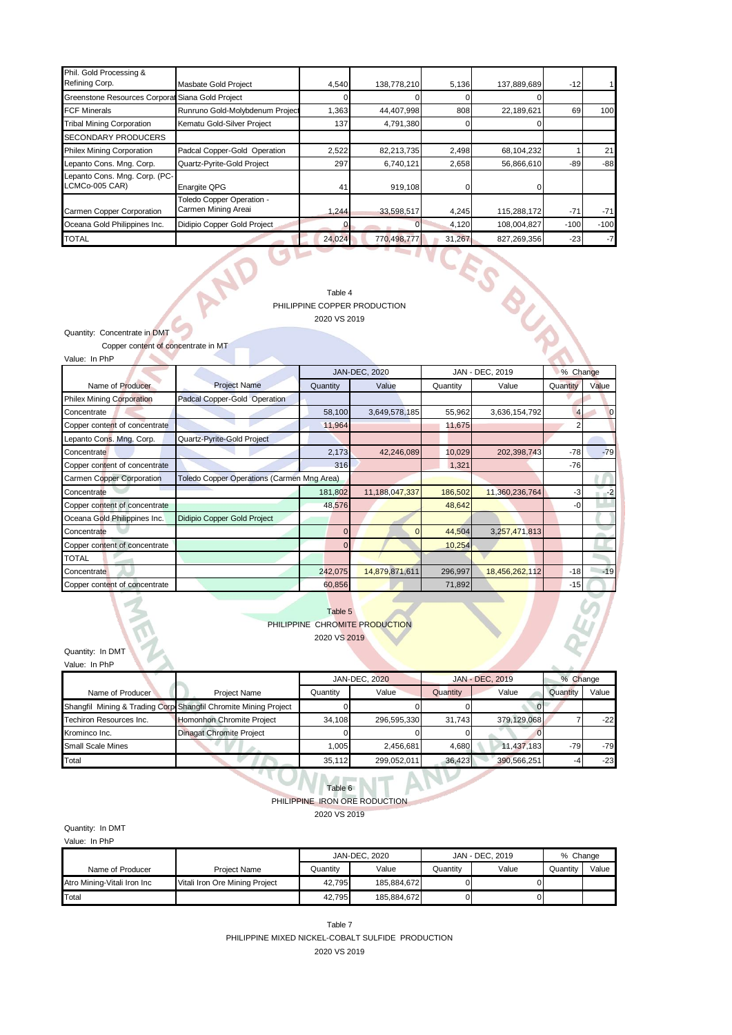| Phil. Gold Processing & Refining Corp. | Masbate Gold Project | 4,540 | 138,778,210 | 5,136 | 137,889,689 | -12 | 1 |
|---|---|---|---|---|---|---|---|
| Greenstone Resources Corporat | Siana Gold Project | 0 | 0 | 0 | 0 | | |
| FCF Minerals | Runruno Gold-Molybdenum Project | 1,363 | 44,407,998 | 808 | 22,189,621 | 69 | 100 |
| Tribal Mining Corporation | Kematu Gold-Silver Project | 137 | 4,791,380 | 0 | 0 | | |
| SECONDARY PRODUCERS | | | | | | | |
| Philex Mining Corporation | Padcal Copper-Gold Operation | 2,522 | 82,213,735 | 2,498 | 68,104,232 | 1 | 21 |
| Lepanto Cons. Mng. Corp. | Quartz-Pyrite-Gold Project | 297 | 6,740,121 | 2,658 | 56,866,610 | -89 | -88 |
| Lepanto Cons. Mng. Corp. (PC-LCMCo-005 CAR) | Enargite QPG | 41 | 919,108 | 0 | 0 | | |
| Carmen Copper Corporation | Toledo Copper Operation - Carmen Mining Areai | 1,244 | 33,598,517 | 4,245 | 115,288,172 | -71 | -71 |
| Oceana Gold Philippines Inc. | Didipio Copper Gold Project | 0 | 0 | 4,120 | 108,004,827 | -100 | -100 |
| TOTAL | | 24,024 | 770,498,777 | 31,267 | 827,269,356 | -23 | -7 |

Table 4
PHILIPPINE COPPER PRODUCTION
2020 VS 2019

Quantity: Concentrate in DMT
Copper content of concentrate in MT
Value: In PhP

| | | JAN-DEC, 2020 | | JAN - DEC, 2019 | | % Change | |
|---|---|---|---|---|---|---|---|
| Name of Producer | Project Name | Quantity | Value | Quantity | Value | Quantity | Value |
| Philex Mining Corporation | Padcal Copper-Gold Operation | | | | | | |
| Concentrate | | 58,100 | 3,649,578,185 | 55,962 | 3,636,154,792 | 4 | 0 |
| Copper content of concentrate | | 11,964 | | 11,675 | | 2 | |
| Lepanto Cons. Mng. Corp. | Quartz-Pyrite-Gold Project | | | | | | |
| Concentrate | | 2,173 | 42,246,089 | 10,029 | 202,398,743 | -78 | -79 |
| Copper content of concentrate | | 316 | | 1,321 | | -76 | |
| Carmen Copper Corporation | Toledo Copper Operations (Carmen Mng Area) | | | | | | |
| Concentrate | | 181,802 | 11,188,047,337 | 186,502 | 11,360,236,764 | -3 | -2 |
| Copper content of concentrate | | 48,576 | | 48,642 | | -0 | |
| Oceana Gold Philippines Inc. | Didipio Copper Gold Project | | | | | | |
| Concentrate | | 0 | 0 | 44,504 | 3,257,471,813 | | |
| Copper content of concentrate | | 0 | | 10,254 | | | |
| TOTAL | | | | | | | |
| Concentrate | | 242,075 | 14,879,871,611 | 296,997 | 18,456,262,112 | -18 | -19 |
| Copper content of concentrate | | 60,856 | | 71,892 | | -15 | |

Table 5
PHILIPPINE CHROMITE PRODUCTION
2020 VS 2019

Quantity: In DMT
Value: In PhP

| | | JAN-DEC, 2020 | | JAN - DEC, 2019 | | % Change | |
|---|---|---|---|---|---|---|---|
| Name of Producer | Project Name | Quantity | Value | Quantity | Value | Quantity | Value |
| Shangfil Mining & Trading Corp | Shangfil Chromite Mining Project | 0 | 0 | 0 | 0 | | |
| Techiron Resources Inc. | Homonhon Chromite Project | 34,108 | 296,595,330 | 31,743 | 379,129,068 | 7 | -22 |
| Krominco Inc. | Dinagat Chromite Project | 0 | 0 | 0 | 0 | | |
| Small Scale Mines | | 1,005 | 2,456,681 | 4,680 | 11,437,183 | -79 | -79 |
| Total | | 35,112 | 299,052,011 | 36,423 | 390,566,251 | -4 | -23 |

Table 6
PHILIPPINE IRON ORE RODUCTION
2020 VS 2019

Quantity: In DMT
Value: In PhP

| | | JAN-DEC, 2020 | | JAN - DEC, 2019 | | % Change | |
|---|---|---|---|---|---|---|---|
| Name of Producer | Project Name | Quantity | Value | Quantity | Value | Quantity | Value |
| Atro Mining-Vitali Iron Inc | Vitali Iron Ore Mining Project | 42,795 | 185,884,672 | 0 | 0 | | |
| Total | | 42,795 | 185,884,672 | 0 | 0 | | |

Table 7
PHILIPPINE MIXED NICKEL-COBALT SULFIDE PRODUCTION
2020 VS 2019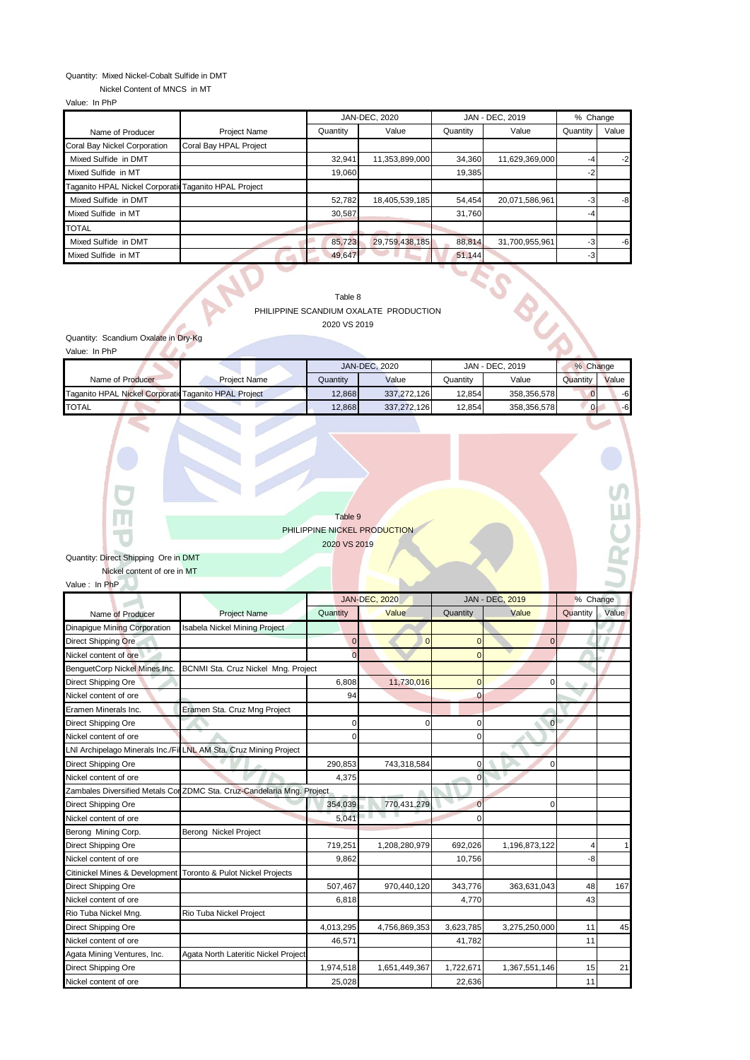Quantity: Mixed Nickel-Cobalt Sulfide in DMT

Nickel Content of MNCS in MT

Value: In PhP

| Name of Producer | Project Name | JAN-DEC, 2020 | | JAN - DEC, 2019 | | % Change | |
|---|---|---|---|---|---|---|---|
| | | Quantity | Value | Quantity | Value | Quantity | Value |
| Coral Bay Nickel Corporation | Coral Bay HPAL Project | | | | | | |
| Mixed Sulfide in DMT | | 32,941 | 11,353,899,000 | 34,360 | 11,629,369,000 | -4 | -2 |
| Mixed Sulfide in MT | | 19,060 | | 19,385 | | -2 | |
| Taganito HPAL Nickel Corporatio | Taganito HPAL Project | | | | | | |
| Mixed Sulfide in DMT | | 52,782 | 18,405,539,185 | 54,454 | 20,071,586,961 | -3 | -8 |
| Mixed Sulfide in MT | | 30,587 | | 31,760 | | -4 | |
| TOTAL | | | | | | | |
| Mixed Sulfide in DMT | | 85,723 | 29,759,438,185 | 88,814 | 31,700,955,961 | -3 | -6 |
| Mixed Sulfide in MT | | 49,647 | | 51,144 | | -3 | |

Table 8

PHILIPPINE SCANDIUM OXALATE PRODUCTION

2020 VS 2019

Quantity: Scandium Oxalate in Dry-Kg

Value: In PhP

| Name of Producer | Project Name | JAN-DEC, 2020 | | JAN - DEC, 2019 | | % Change | |
|---|---|---|---|---|---|---|---|
| | | Quantity | Value | Quantity | Value | Quantity | Value |
| Taganito HPAL Nickel Corporatio | Taganito HPAL Project | 12,868 | 337,272,126 | 12,854 | 358,356,578 | 0 | -6 |
| TOTAL | | 12,868 | 337,272,126 | 12,854 | 358,356,578 | 0 | -6 |

Table 9

PHILIPPINE NICKEL PRODUCTION

2020 VS 2019

Quantity: Direct Shipping Ore in DMT

Nickel content of ore in MT

Value : In PhP

| Name of Producer | Project Name | JAN-DEC, 2020 | | JAN - DEC, 2019 | | % Change | |
|---|---|---|---|---|---|---|---|
| | | Quantity | Value | Quantity | Value | Quantity | Value |
| Dinapigue Mining Corporation | Isabela Nickel Mining Project | | | | | | |
| Direct Shipping Ore | | 0 | 0 | 0 | 0 | | |
| Nickel content of ore | | 0 | | 0 | | | |
| BenguetCorp Nickel Mines Inc. | BCNMI Sta. Cruz Nickel Mng. Project | | | | | | |
| Direct Shipping Ore | | 6,808 | 11,730,016 | 0 | 0 | | |
| Nickel content of ore | | 94 | | 0 | | | |
| Eramen Minerals Inc. | Eramen Sta. Cruz Mng Project | | | | | | |
| Direct Shipping Ore | | 0 | 0 | 0 | 0 | | |
| Nickel content of ore | | 0 | | 0 | | | |
| LNI Archipelago Minerals Inc./Fi | LNL AM Sta. Cruz Mining Project | | | | | | |
| Direct Shipping Ore | | 290,853 | 743,318,584 | 0 | 0 | | |
| Nickel content of ore | | 4,375 | | 0 | | | |
| Zambales Diversified Metals Co | ZDMC Sta. Cruz-Candelaria Mng. Project | | | | | | |
| Direct Shipping Ore | | 354,039 | 770,431,279 | 0 | 0 | | |
| Nickel content of ore | | 5,041 | | 0 | | | |
| Berong Mining Corp. | Berong Nickel Project | | | | | | |
| Direct Shipping Ore | | 719,251 | 1,208,280,979 | 692,026 | 1,196,873,122 | 4 | 1 |
| Nickel content of ore | | 9,862 | | 10,756 | | -8 | |
| Citinickel Mines & Development | Toronto & Pulot Nickel Projects | | | | | | |
| Direct Shipping Ore | | 507,467 | 970,440,120 | 343,776 | 363,631,043 | 48 | 167 |
| Nickel content of ore | | 6,818 | | 4,770 | | 43 | |
| Rio Tuba Nickel Mng. | Rio Tuba Nickel Project | | | | | | |
| Direct Shipping Ore | | 4,013,295 | 4,756,869,353 | 3,623,785 | 3,275,250,000 | 11 | 45 |
| Nickel content of ore | | 46,571 | | 41,782 | | 11 | |
| Agata Mining Ventures, Inc. | Agata North Lateritic Nickel Project | | | | | | |
| Direct Shipping Ore | | 1,974,518 | 1,651,449,367 | 1,722,671 | 1,367,551,146 | 15 | 21 |
| Nickel content of ore | | 25,028 | | 22,636 | | 11 | |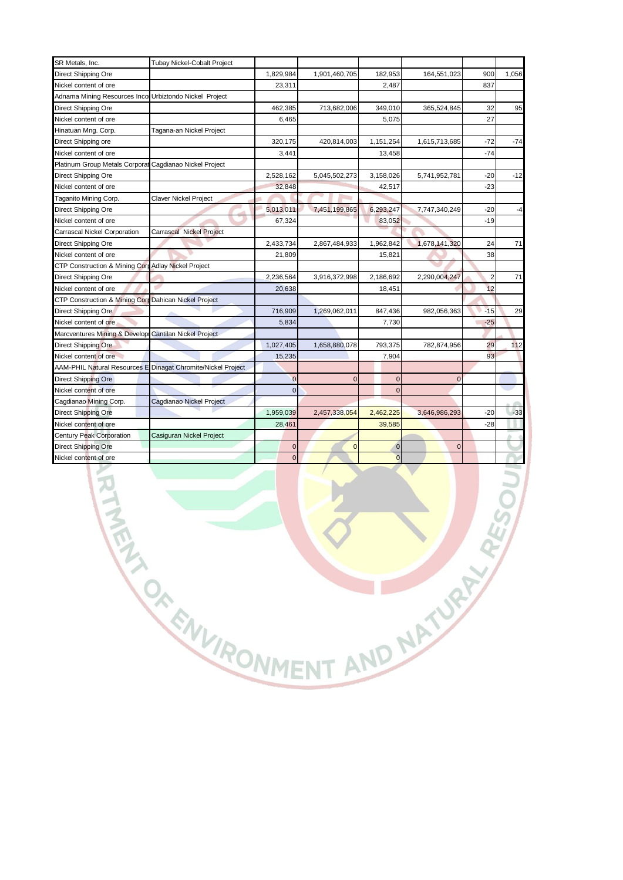| | | | | | | | |
|---|---|---|---|---|---|---|---|
| SR Metals, Inc. | Tubay Nickel-Cobalt Project | | | | | | |
| Direct Shipping Ore | | 1,829,984 | 1,901,460,705 | 182,953 | 164,551,023 | 900 | 1,056 |
| Nickel content of ore | | 23,311 | | 2,487 | | 837 | |
| Adnama Mining Resources Inco | Urbiztondo Nickel Project | | | | | | |
| Direct Shipping Ore | | 462,385 | 713,682,006 | 349,010 | 365,524,845 | 32 | 95 |
| Nickel content of ore | | 6,465 | | 5,075 | | 27 | |
| Hinatuan Mng. Corp. | Tagana-an Nickel Project | | | | | | |
| Direct Shipping ore | | 320,175 | 420,814,003 | 1,151,254 | 1,615,713,685 | -72 | -74 |
| Nickel content of ore | | 3,441 | | 13,458 | | -74 | |
| Platinum Group Metals Corporat | Cagdianao Nickel Project | | | | | | |
| Direct Shipping Ore | | 2,528,162 | 5,045,502,273 | 3,158,026 | 5,741,952,781 | -20 | -12 |
| Nickel content of ore | | 32,848 | | 42,517 | | -23 | |
| Taganito Mining Corp. | Claver Nickel Project | | | | | | |
| Direct Shipping Ore | | 5,013,011 | 7,451,199,865 | 6,293,247 | 7,747,340,249 | -20 | -4 |
| Nickel content of ore | | 67,324 | | 83,052 | | -19 | |
| Carrascal Nickel Corporation | Carrascal Nickel Project | | | | | | |
| Direct Shipping Ore | | 2,433,734 | 2,867,484,933 | 1,962,842 | 1,678,141,320 | 24 | 71 |
| Nickel content of ore | | 21,809 | | 15,821 | | 38 | |
| CTP Construction & Mining Corp | Adlay Nickel Project | | | | | | |
| Direct Shipping Ore | | 2,236,564 | 3,916,372,998 | 2,186,692 | 2,290,004,247 | 2 | 71 |
| Nickel content of ore | | 20,638 | | 18,451 | | 12 | |
| CTP Construction & Mining Corp | Dahican Nickel Project | | | | | | |
| Direct Shipping Ore | | 716,909 | 1,269,062,011 | 847,436 | 982,056,363 | -15 | 29 |
| Nickel content of ore | | 5,834 | | 7,730 | | -25 | |
| Marcventures Mining & Develop | Cantilan Nickel Project | | | | | | |
| Direct Shipping Ore | | 1,027,405 | 1,658,880,078 | 793,375 | 782,874,956 | 29 | 112 |
| Nickel content of ore | | 15,235 | | 7,904 | | 93 | |
| AAM-PHIL Natural Resources E | Dinagat Chromite/Nickel Project | | | | | | |
| Direct Shipping Ore | | 0 | 0 | 0 | 0 | | |
| Nickel content of ore | | 0 | | 0 | | | |
| Cagdianao Mining Corp. | Cagdianao Nickel Project | | | | | | |
| Direct Shipping Ore | | 1,959,039 | 2,457,338,054 | 2,462,225 | 3,646,986,293 | -20 | -33 |
| Nickel content of ore | | 28,461 | | 39,585 | | -28 | |
| Century Peak Corporation | Casiguran Nickel Project | | | | | | |
| Direct Shipping Ore | | 0 | 0 | 0 | 0 | | |
| Nickel content of ore | | 0 | | 0 | | | |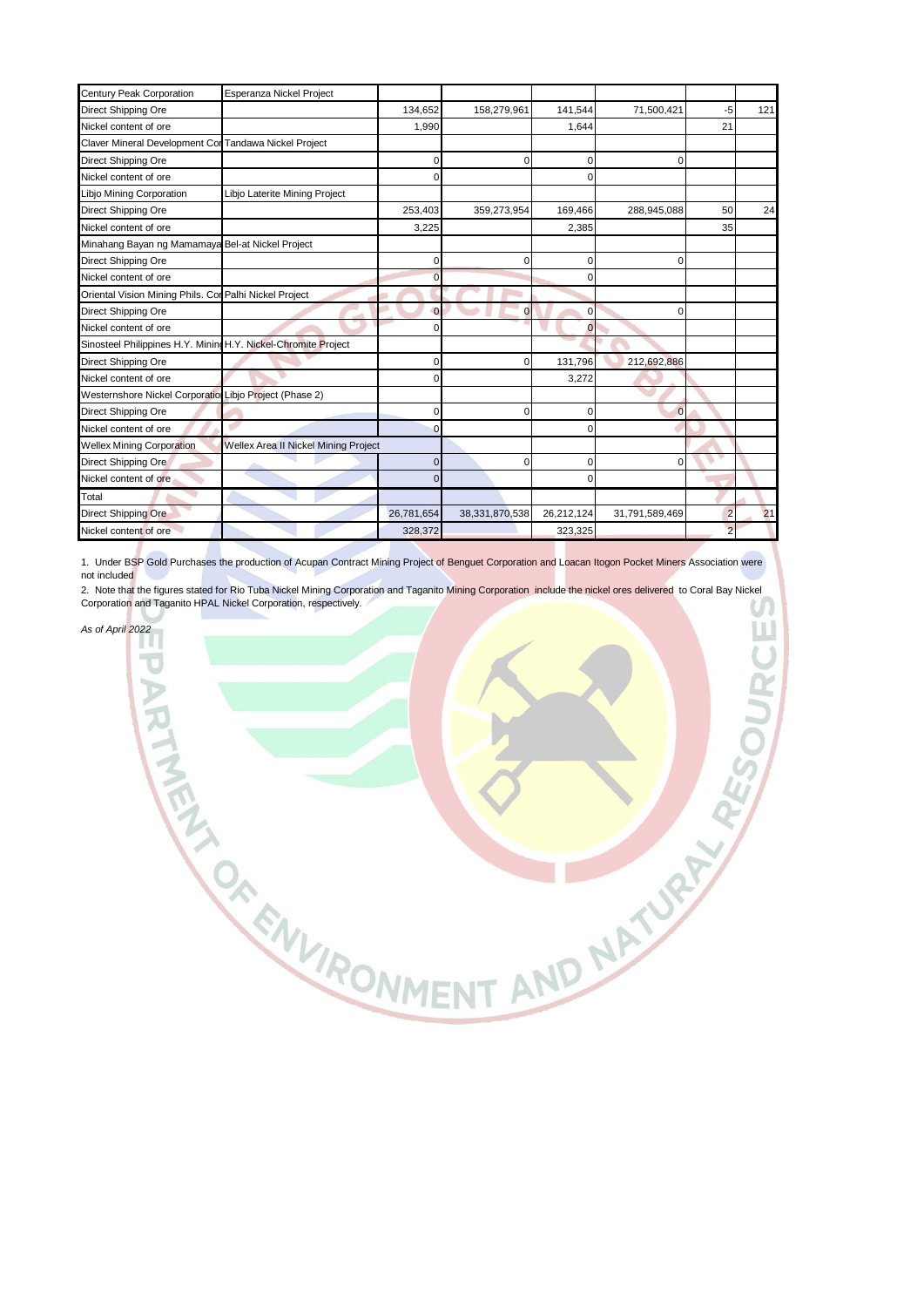| | | | | | | | |
|---|---|---|---|---|---|---|---|
| Century Peak Corporation | Esperanza Nickel Project | | | | | | |
| Direct Shipping Ore | | 134,652 | 158,279,961 | 141,544 | 71,500,421 | -5 | 121 |
| Nickel content of ore | | 1,990 | | 1,644 | | 21 | |
| Claver Mineral Development Cor | Tandawa Nickel Project | | | | | | |
| Direct Shipping Ore | | 0 | 0 | 0 | 0 | | |
| Nickel content of ore | | 0 | | 0 | | | |
| Libjo Mining Corporation | Libjo Laterite Mining Project | | | | | | |
| Direct Shipping Ore | | 253,403 | 359,273,954 | 169,466 | 288,945,088 | 50 | 24 |
| Nickel content of ore | | 3,225 | | 2,385 | | 35 | |
| Minahang Bayan ng Mamamaya | Bel-at Nickel Project | | | | | | |
| Direct Shipping Ore | | 0 | 0 | 0 | 0 | | |
| Nickel content of ore | | 0 | | 0 | | | |
| Oriental Vision Mining Phils. Cor | Palhi Nickel Project | | | | | | |
| Direct Shipping Ore | | 0 | 0 | 0 | 0 | | |
| Nickel content of ore | | 0 | | 0 | | | |
| Sinosteel Philippines H.Y. Minin | H.Y. Nickel-Chromite Project | | | | | | |
| Direct Shipping Ore | | 0 | 0 | 131,796 | 212,692,886 | | |
| Nickel content of ore | | 0 | | 3,272 | | | |
| Westernshore Nickel Corporatio | Libjo Project (Phase 2) | | | | | | |
| Direct Shipping Ore | | 0 | 0 | 0 | 0 | | |
| Nickel content of ore | | 0 | | 0 | | | |
| Wellex Mining Corporation | Wellex Area II Nickel Mining Project | | | | | | |
| Direct Shipping Ore | | 0 | 0 | 0 | 0 | | |
| Nickel content of ore | | 0 | | 0 | | | |
| Total | | | | | | | |
| Direct Shipping Ore | | 26,781,654 | 38,331,870,538 | 26,212,124 | 31,791,589,469 | 2 | 21 |
| Nickel content of ore | | 328,372 | | 323,325 | | 2 | |

1. Under BSP Gold Purchases the production of Acupan Contract Mining Project of Benguet Corporation and Loacan Itogon Pocket Miners Association were not included

2. Note that the figures stated for Rio Tuba Nickel Mining Corporation and Taganito Mining Corporation include the nickel ores delivered to Coral Bay Nickel Corporation and Taganito HPAL Nickel Corporation, respectively.

*As of April 2022*